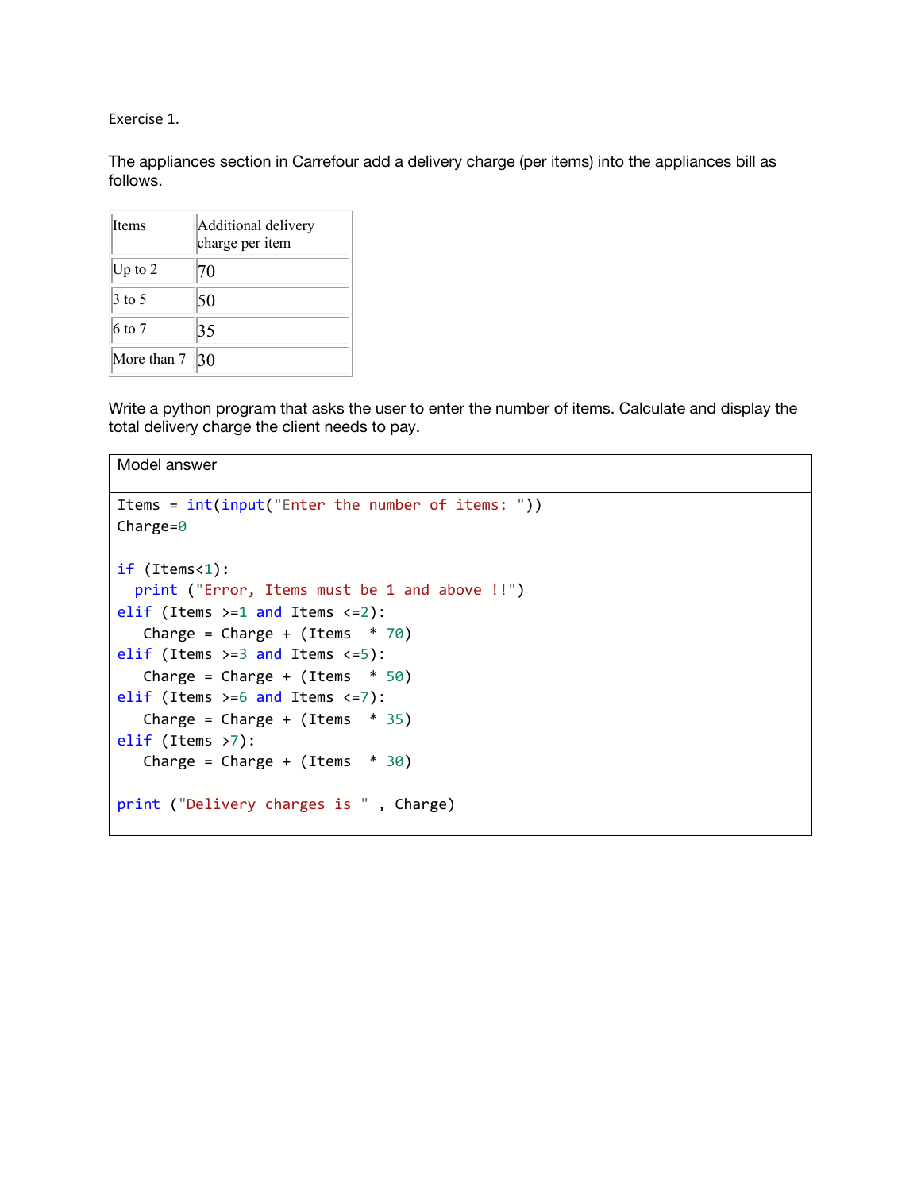Exercise 1.

The appliances section in Carrefour add a delivery charge (per items) into the appliances bill as follows.

| Items | Additional delivery charge per item |
|---|---|
| Up to 2 | 70 |
| 3 to 5 | 50 |
| 6 to 7 | 35 |
| More than 7 | 30 |

Write a python program that asks the user to enter the number of items. Calculate and display the total delivery charge the client needs to pay.

Model answer

```
Items = int(input("Enter the number of items: "))
Charge=0

if (Items<1):
  print ("Error, Items must be 1 and above !!")
elif (Items >=1 and Items <=2):
   Charge = Charge + (Items  * 70)
elif (Items >=3 and Items <=5):
   Charge = Charge + (Items  * 50)
elif (Items >=6 and Items <=7):
   Charge = Charge + (Items  * 35)
elif (Items >7):
   Charge = Charge + (Items  * 30)

print ("Delivery charges is " , Charge)
```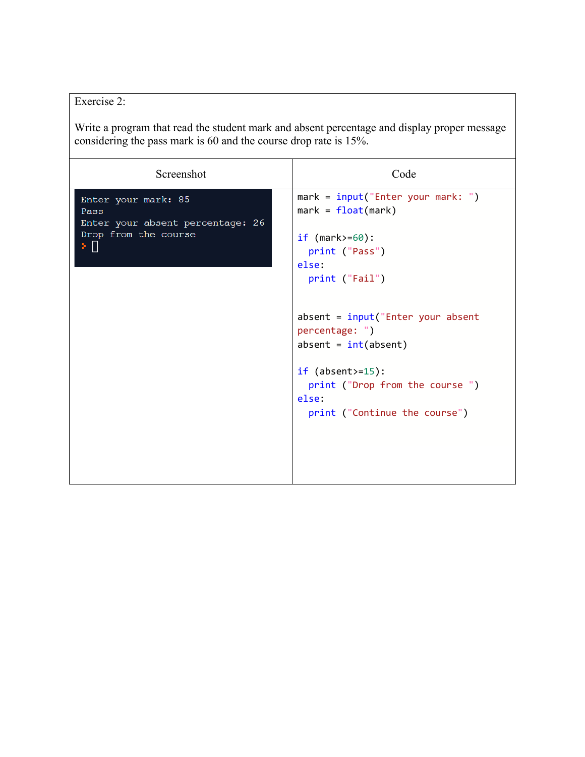Exercise 2:

Write a program that read the student mark and absent percentage and display proper message considering the pass mark is 60 and the course drop rate is 15%.

| Screenshot | Code |
|---|---|
| Enter your mark: 85<br>Pass<br>Enter your absent percentage: 26<br>Drop from the course | See code below |

```
Enter your mark: 85
Pass
Enter your absent percentage: 26
Drop from the course
```

```
mark = input("Enter your mark: ")
mark = float(mark)

if (mark>=60):
  print ("Pass")
else:
  print ("Fail")


absent = input("Enter your absent percentage: ")
absent = int(absent)

if (absent>=15):
  print ("Drop from the course ")
else:
  print ("Continue the course")
```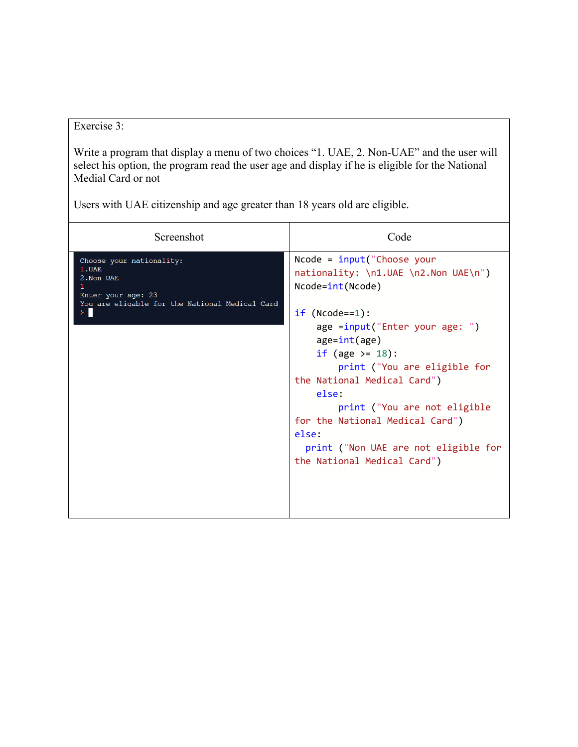Exercise 3:

Write a program that display a menu of two choices "1. UAE, 2. Non-UAE" and the user will select his option, the program read the user age and display if he is eligible for the National Medial Card or not

Users with UAE citizenship and age greater than 18 years old are eligible.

| Screenshot | Code |
| --- | --- |
| Choose your nationality:<br>1.UAE<br>2.Non UAE<br>1<br>Enter your age: 23<br>You are eligable for the National Medical Card<br>> | See code below |

```
Ncode = input("Choose your nationality: \n1.UAE \n2.Non UAE\n")
Ncode=int(Ncode)

if (Ncode==1):
    age =input("Enter your age: ")
    age=int(age)
    if (age >= 18):
        print ("You are eligible for the National Medical Card")
    else:
        print ("You are not eligible for the National Medical Card")
else:
  print ("Non UAE are not eligible for the National Medical Card")
```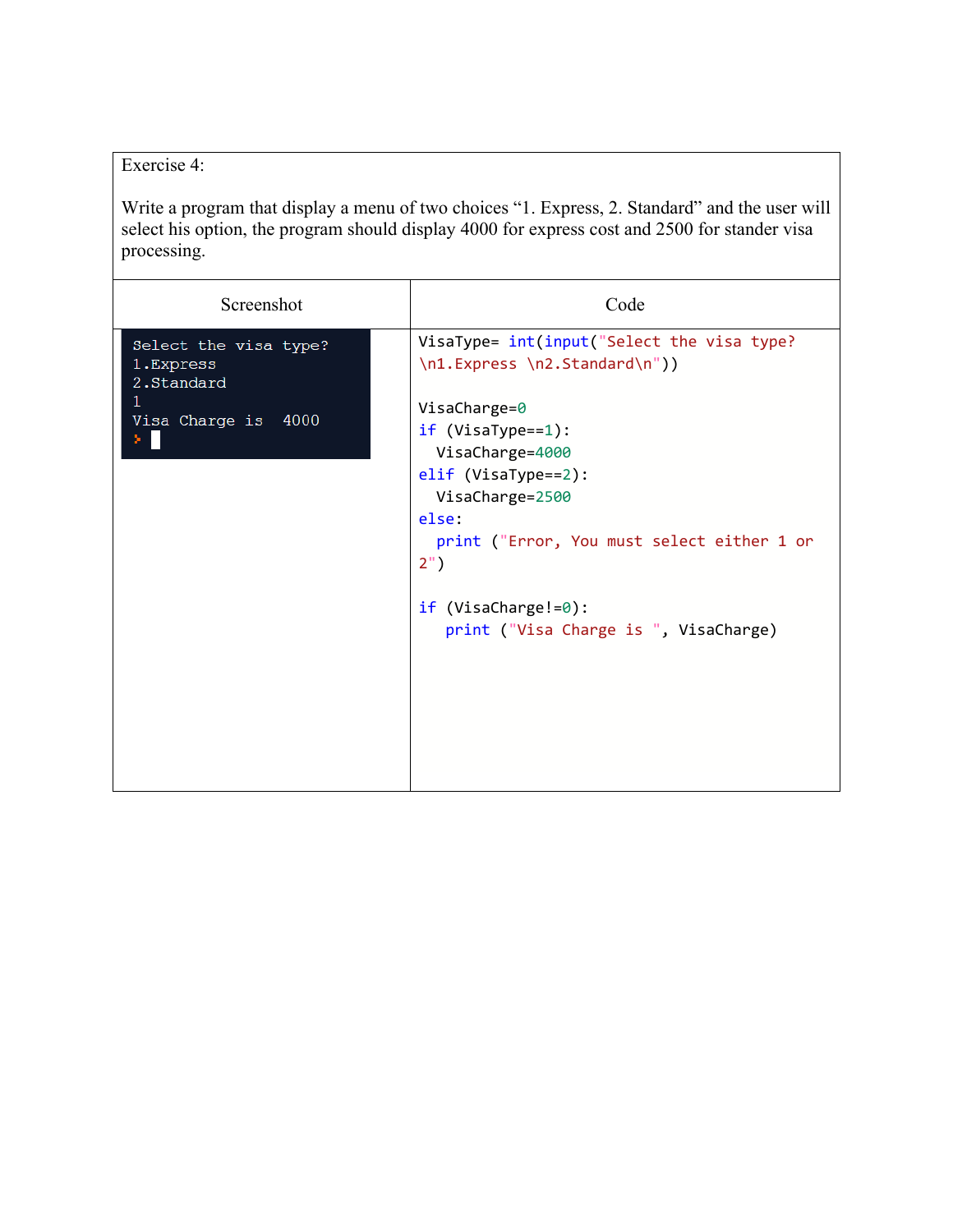Exercise 4:

Write a program that display a menu of two choices “1. Express, 2. Standard” and the user will select his option, the program should display 4000 for express cost and 2500 for stander visa processing.

**Screenshot**

```
Select the visa type?
1.Express
2.Standard
1
Visa Charge is  4000
>
```

**Code**

```
VisaType= int(input("Select the visa type?
\n1.Express \n2.Standard\n"))

VisaCharge=0
if (VisaType==1):
  VisaCharge=4000
elif (VisaType==2):
  VisaCharge=2500
else:
  print ("Error, You must select either 1 or
2")

if (VisaCharge!=0):
   print ("Visa Charge is ", VisaCharge)
```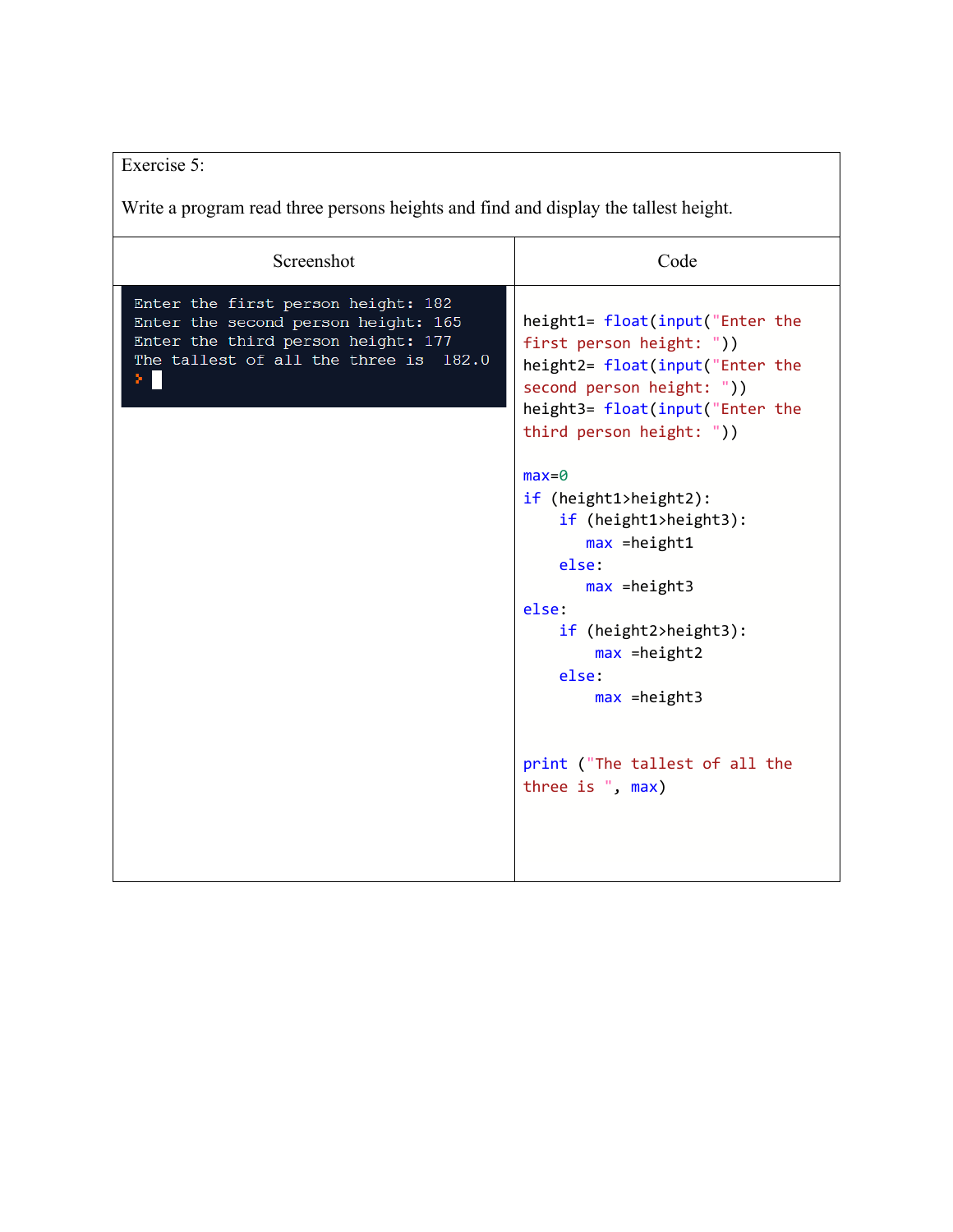Exercise 5:

Write a program read three persons heights and find and display the tallest height.

| Screenshot | Code |
| --- | --- |
| Enter the first person height: 182<br>Enter the second person height: 165<br>Enter the third person height: 177<br>The tallest of all the three is  182.0 | see code below |

Screenshot:

```
Enter the first person height: 182
Enter the second person height: 165
Enter the third person height: 177
The tallest of all the three is  182.0
```

Code:

```
height1= float(input("Enter the first person height: "))
height2= float(input("Enter the second person height: "))
height3= float(input("Enter the third person height: "))

max=0
if (height1>height2):
    if (height1>height3):
       max =height1
    else:
       max =height3
else:
    if (height2>height3):
        max =height2
    else:
        max =height3


print ("The tallest of all the three is ", max)
```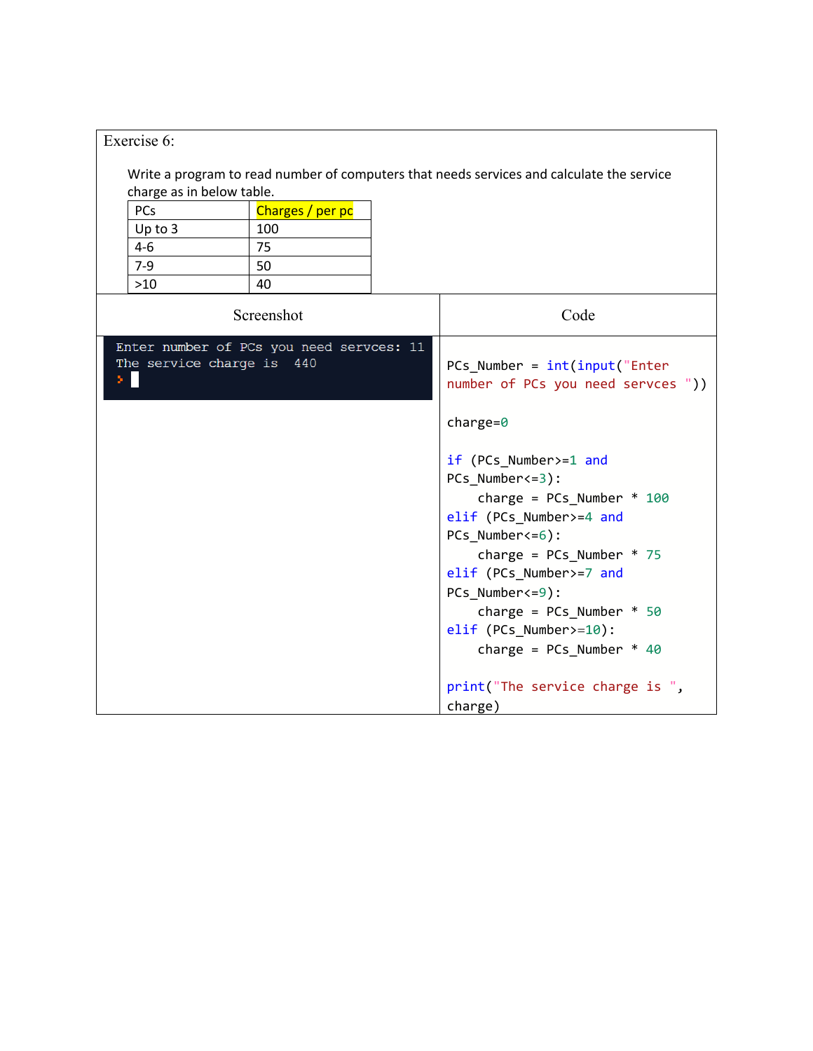Exercise 6:

Write a program to read number of computers that needs services and calculate the service charge as in below table.

| PCs | Charges / per pc |
|---|---|
| Up to 3 | 100 |
| 4-6 | 75 |
| 7-9 | 50 |
| >10 | 40 |

| Screenshot | Code |
|---|---|
| Enter number of PCs you need servces: 11<br>The service charge is  440<br>> | see code below |

```
PCs_Number = int(input("Enter number of PCs you need servces "))

charge=0

if (PCs_Number>=1 and PCs_Number<=3):
    charge = PCs_Number * 100
elif (PCs_Number>=4 and PCs_Number<=6):
    charge = PCs_Number * 75
elif (PCs_Number>=7 and PCs_Number<=9):
    charge = PCs_Number * 50
elif (PCs_Number>=10):
    charge = PCs_Number * 40

print("The service charge is ", charge)
```